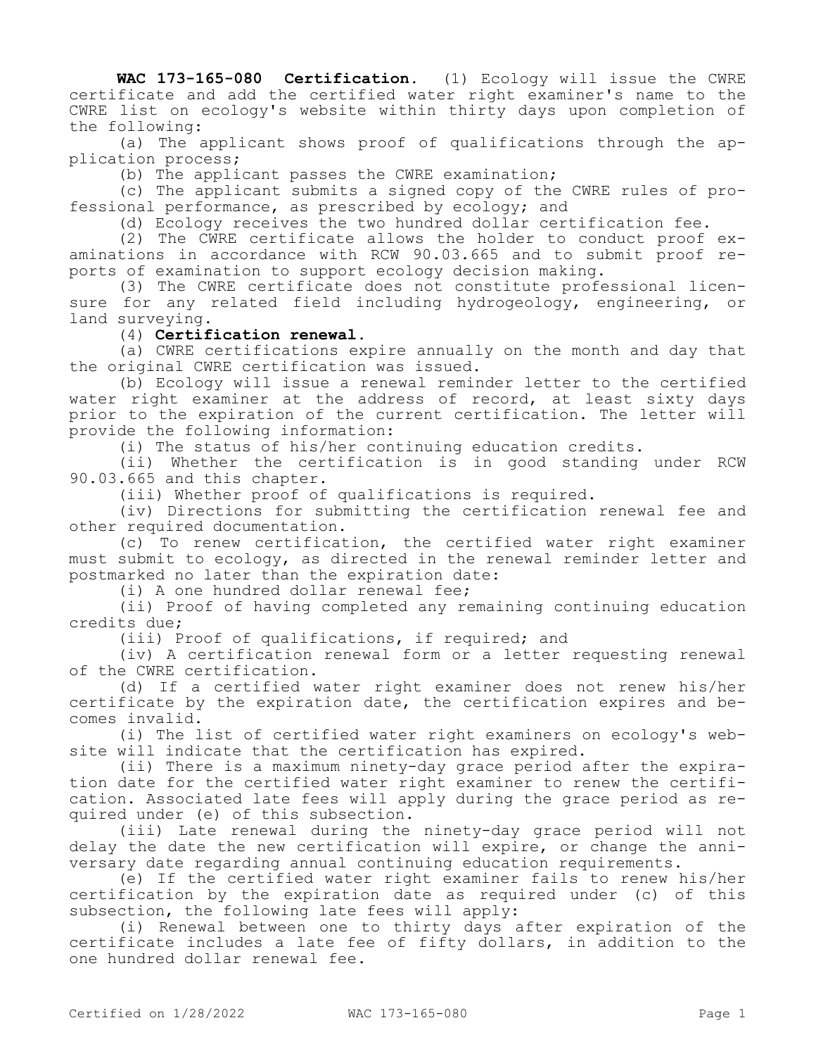**WAC 173-165-080 Certification.** (1) Ecology will issue the CWRE certificate and add the certified water right examiner's name to the CWRE list on ecology's website within thirty days upon completion of the following:

(a) The applicant shows proof of qualifications through the application process;

(b) The applicant passes the CWRE examination;

(c) The applicant submits a signed copy of the CWRE rules of professional performance, as prescribed by ecology; and

(d) Ecology receives the two hundred dollar certification fee.

(2) The CWRE certificate allows the holder to conduct proof examinations in accordance with RCW 90.03.665 and to submit proof reports of examination to support ecology decision making.

(3) The CWRE certificate does not constitute professional licensure for any related field including hydrogeology, engineering, or land surveying.

(4) **Certification renewal.**

(a) CWRE certifications expire annually on the month and day that the original CWRE certification was issued.

(b) Ecology will issue a renewal reminder letter to the certified water right examiner at the address of record, at least sixty days prior to the expiration of the current certification. The letter will provide the following information:

(i) The status of his/her continuing education credits.

(ii) Whether the certification is in good standing under RCW 90.03.665 and this chapter.

(iii) Whether proof of qualifications is required.

(iv) Directions for submitting the certification renewal fee and other required documentation.

(c) To renew certification, the certified water right examiner must submit to ecology, as directed in the renewal reminder letter and postmarked no later than the expiration date:

(i) A one hundred dollar renewal fee;

(ii) Proof of having completed any remaining continuing education credits due;

(iii) Proof of qualifications, if required; and

(iv) A certification renewal form or a letter requesting renewal of the CWRE certification.

(d) If a certified water right examiner does not renew his/her certificate by the expiration date, the certification expires and becomes invalid.

(i) The list of certified water right examiners on ecology's website will indicate that the certification has expired.

(ii) There is a maximum ninety-day grace period after the expiration date for the certified water right examiner to renew the certification. Associated late fees will apply during the grace period as required under (e) of this subsection.

(iii) Late renewal during the ninety-day grace period will not delay the date the new certification will expire, or change the anniversary date regarding annual continuing education requirements.

(e) If the certified water right examiner fails to renew his/her certification by the expiration date as required under (c) of this subsection, the following late fees will apply:

(i) Renewal between one to thirty days after expiration of the certificate includes a late fee of fifty dollars, in addition to the one hundred dollar renewal fee.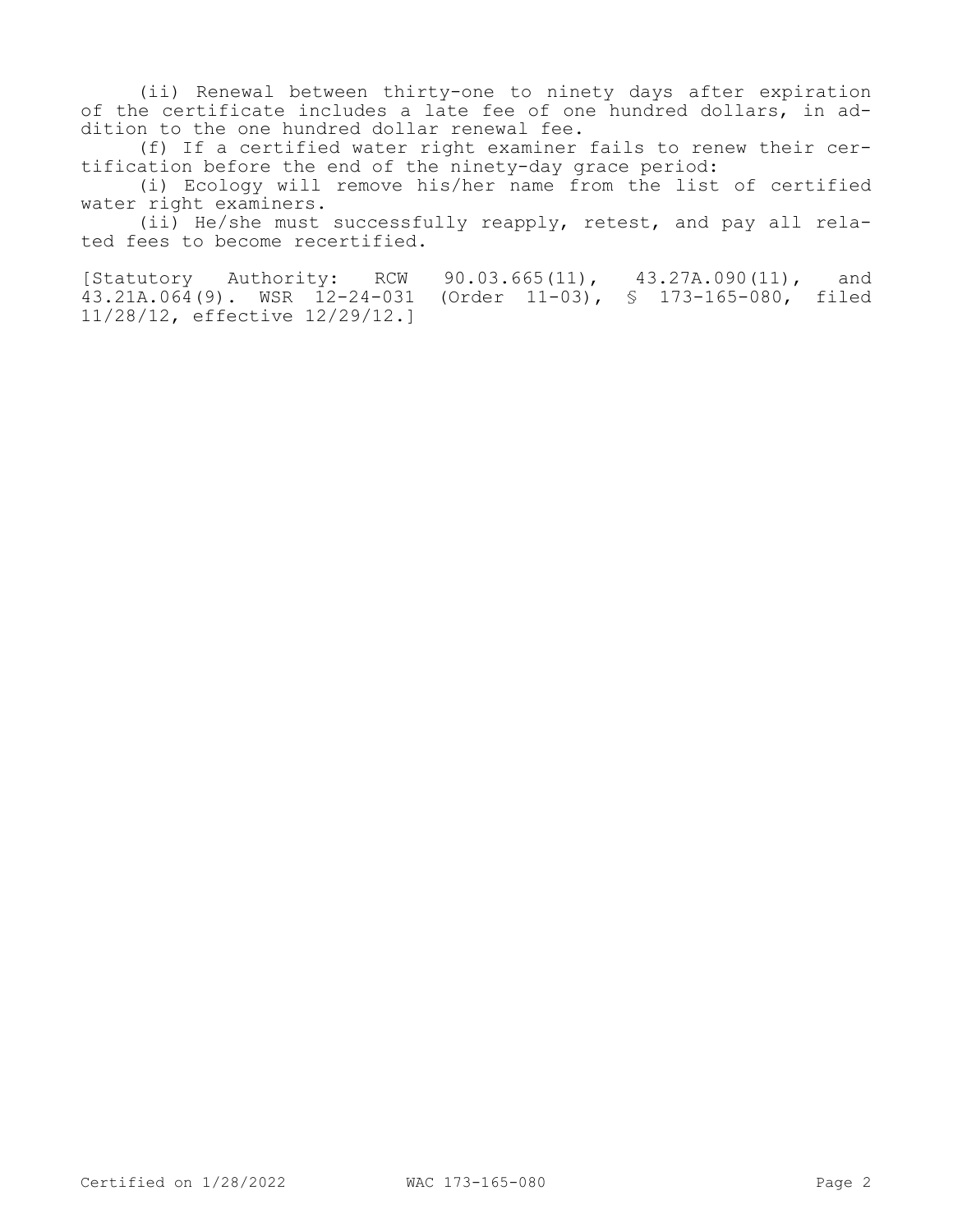(ii) Renewal between thirty-one to ninety days after expiration of the certificate includes a late fee of one hundred dollars, in addition to the one hundred dollar renewal fee.

(f) If a certified water right examiner fails to renew their certification before the end of the ninety-day grace period:

(i) Ecology will remove his/her name from the list of certified water right examiners.

(ii) He/she must successfully reapply, retest, and pay all related fees to become recertified.

[Statutory Authority: RCW 90.03.665(11), 43.27A.090(11), and 43.21A.064(9). WSR 12-24-031 (Order 11-03), § 173-165-080, filed 11/28/12, effective 12/29/12.]